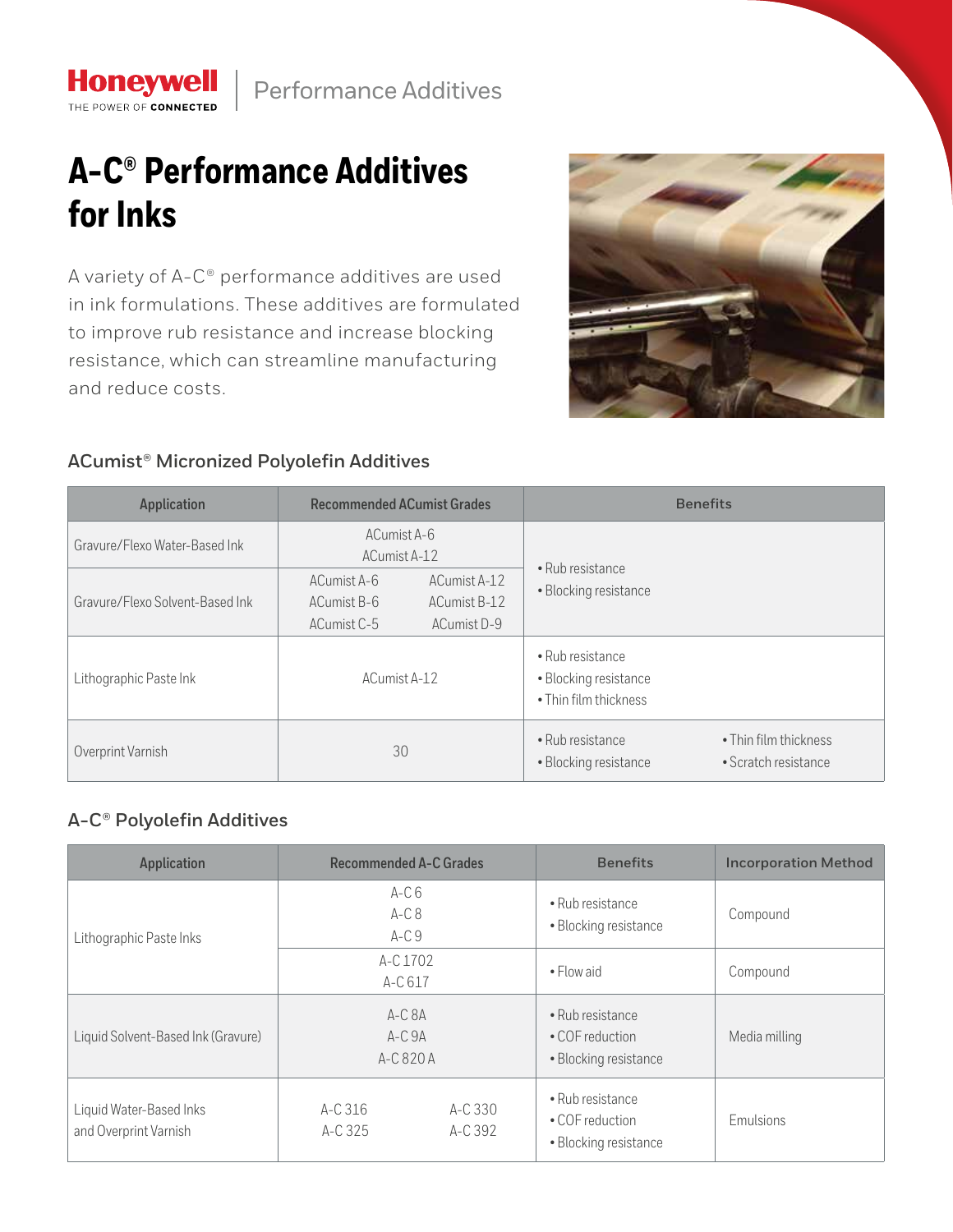Honeywell
THE POWER OF CONNECTED

Performance Additives

# A-C® Performance Additives for Inks

A variety of A-C® performance additives are used in ink formulations. These additives are formulated to improve rub resistance and increase blocking resistance, which can streamline manufacturing and reduce costs.

## ACumist® Micronized Polyolefin Additives

| Application | Recommended ACumist Grades | Benefits |
|---|---|---|
| Gravure/Flexo Water-Based Ink | ACumist A-6<br>ACumist A-12 | • Rub resistance<br>• Blocking resistance |
| Gravure/Flexo Solvent-Based Ink | ACumist A-6, ACumist A-12<br>ACumist B-6, ACumist B-12<br>ACumist C-5, ACumist D-9 | • Rub resistance<br>• Blocking resistance |
| Lithographic Paste Ink | ACumist A-12 | • Rub resistance<br>• Blocking resistance<br>• Thin film thickness |
| Overprint Varnish | 30 | • Rub resistance<br>• Blocking resistance<br>• Thin film thickness<br>• Scratch resistance |

## A-C® Polyolefin Additives

| Application | Recommended A-C Grades | Benefits | Incorporation Method |
|---|---|---|---|
| Lithographic Paste Inks | A-C 6<br>A-C 8<br>A-C 9 | • Rub resistance<br>• Blocking resistance | Compound |
| Lithographic Paste Inks | A-C 1702<br>A-C 617 | • Flow aid | Compound |
| Liquid Solvent-Based Ink (Gravure) | A-C 8A<br>A-C 9A<br>A-C 820 A | • Rub resistance<br>• COF reduction<br>• Blocking resistance | Media milling |
| Liquid Water-Based Inks and Overprint Varnish | A-C 316, A-C 330<br>A-C 325, A-C 392 | • Rub resistance<br>• COF reduction<br>• Blocking resistance | Emulsions |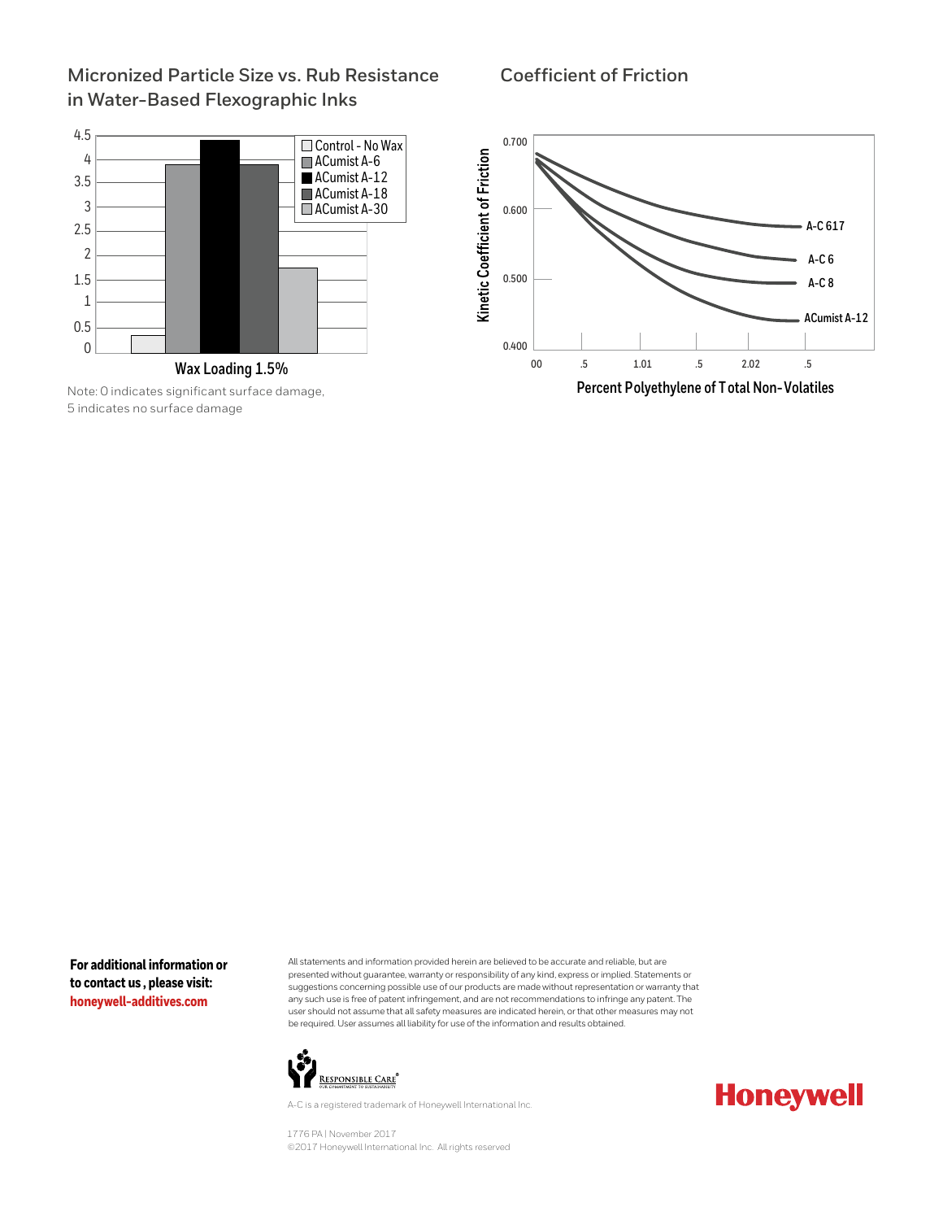## Micronized Particle Size vs. Rub Resistance in Water-Based Flexographic Inks

4.5
4
3.5
3
2.5
2
1.5
1
0.5
0

Control - No Wax
ACumist A-6
ACumist A-12
ACumist A-18
ACumist A-30

Wax Loading 1.5%

Note: 0 indicates significant surface damage, 5 indicates no surface damage

## Coefficient of Friction

Kinetic Coefficient of Friction

0.700
0.600
0.500
0.400

00 .5 1.01 .5 2.02 .5

Percent Polyethylene of Total Non-Volatiles

A-C 617
A-C 6
A-C 8
ACumist A-12

**For additional information or to contact us, please visit:**
**honeywell-additives.com**

All statements and information provided herein are believed to be accurate and reliable, but are presented without guarantee, warranty or responsibility of any kind, express or implied. Statements or suggestions concerning possible use of our products are made without representation or warranty that any such use is free of patent infringement, and are not recommendations to infringe any patent. The user should not assume that all safety measures are indicated herein, or that other measures may not be required. User assumes all liability for use of the information and results obtained.

RESPONSIBLE CARE® OUR COMMITMENT TO SUSTAINABILITY

A-C is a registered trademark of Honeywell International Inc.

Honeywell

1776 PA | November 2017
©2017 Honeywell International Inc. All rights reserved